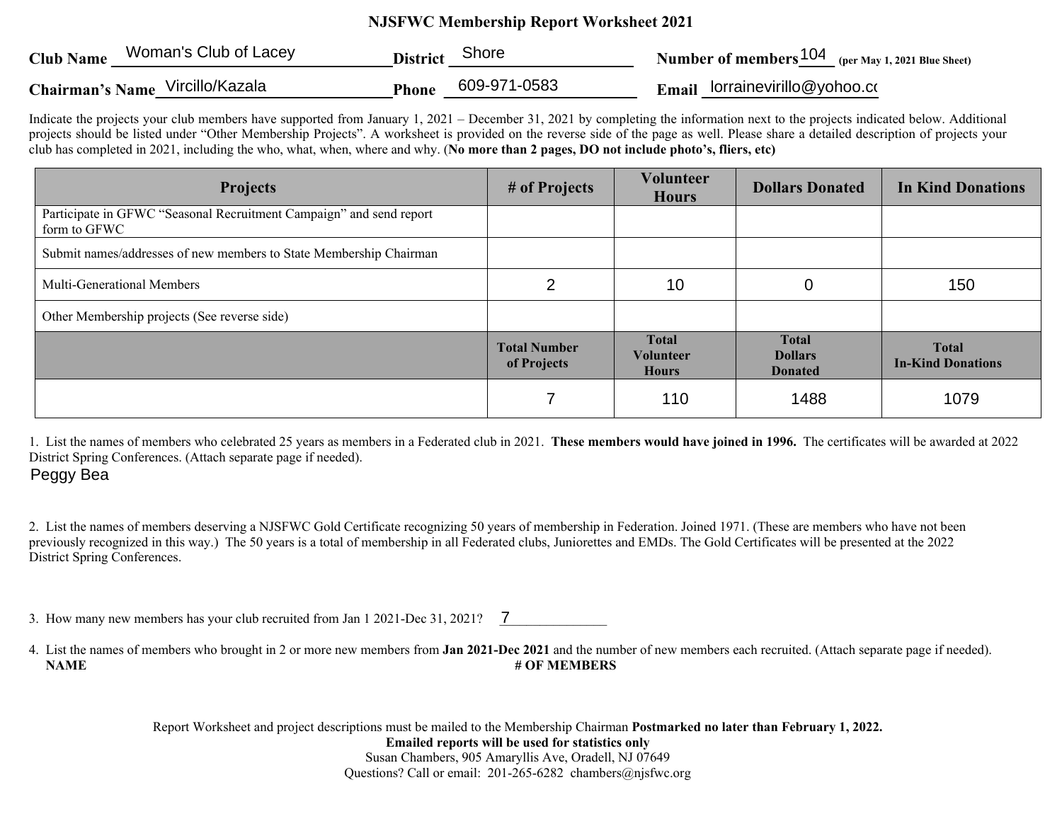# NJSFWC Membership Report Worksheet 2021

**Club Name** Woman's Club of Lacey **District** Shore **Number of members** 104 **(per May 1, 2021 Blue Sheet)**

**Chairman's Name** Vircillo/Kazala **Phone** 609-971-0583 **Email** lorrainevirillo@yohoo.co

Indicate the projects your club members have supported from January 1, 2021 – December 31, 2021 by completing the information next to the projects indicated below. Additional projects should be listed under "Other Membership Projects". A worksheet is provided on the reverse side of the page as well. Please share a detailed description of projects your club has completed in 2021, including the who, what, when, where and why. (**No more than 2 pages, DO not include photo's, fliers, etc**)

| Projects | # of Projects | Volunteer Hours | Dollars Donated | In Kind Donations |
|---|---|---|---|---|
| Participate in GFWC "Seasonal Recruitment Campaign" and send report form to GFWC | | | | |
| Submit names/addresses of new members to State Membership Chairman | | | | |
| Multi-Generational Members | 2 | 10 | 0 | 150 |
| Other Membership projects (See reverse side) | | | | |
| | **Total Number of Projects** | **Total Volunteer Hours** | **Total Dollars Donated** | **Total In-Kind Donations** |
| | 7 | 110 | 1488 | 1079 |

1. List the names of members who celebrated 25 years as members in a Federated club in 2021. **These members would have joined in 1996.** The certificates will be awarded at 2022 District Spring Conferences. (Attach separate page if needed).

Peggy Bea

2. List the names of members deserving a NJSFWC Gold Certificate recognizing 50 years of membership in Federation. Joined 1971. (These are members who have not been previously recognized in this way.) The 50 years is a total of membership in all Federated clubs, Juniorettes and EMDs. The Gold Certificates will be presented at the 2022 District Spring Conferences.

3. How many new members has your club recruited from Jan 1 2021-Dec 31, 2021? 7

4. List the names of members who brought in 2 or more new members from **Jan 2021-Dec 2021** and the number of new members each recruited. (Attach separate page if needed).

**NAME** **# OF MEMBERS**

Report Worksheet and project descriptions must be mailed to the Membership Chairman **Postmarked no later than February 1, 2022.**
**Emailed reports will be used for statistics only**
Susan Chambers, 905 Amaryllis Ave, Oradell, NJ 07649
Questions? Call or email: 201-265-6282 chambers@njsfwc.org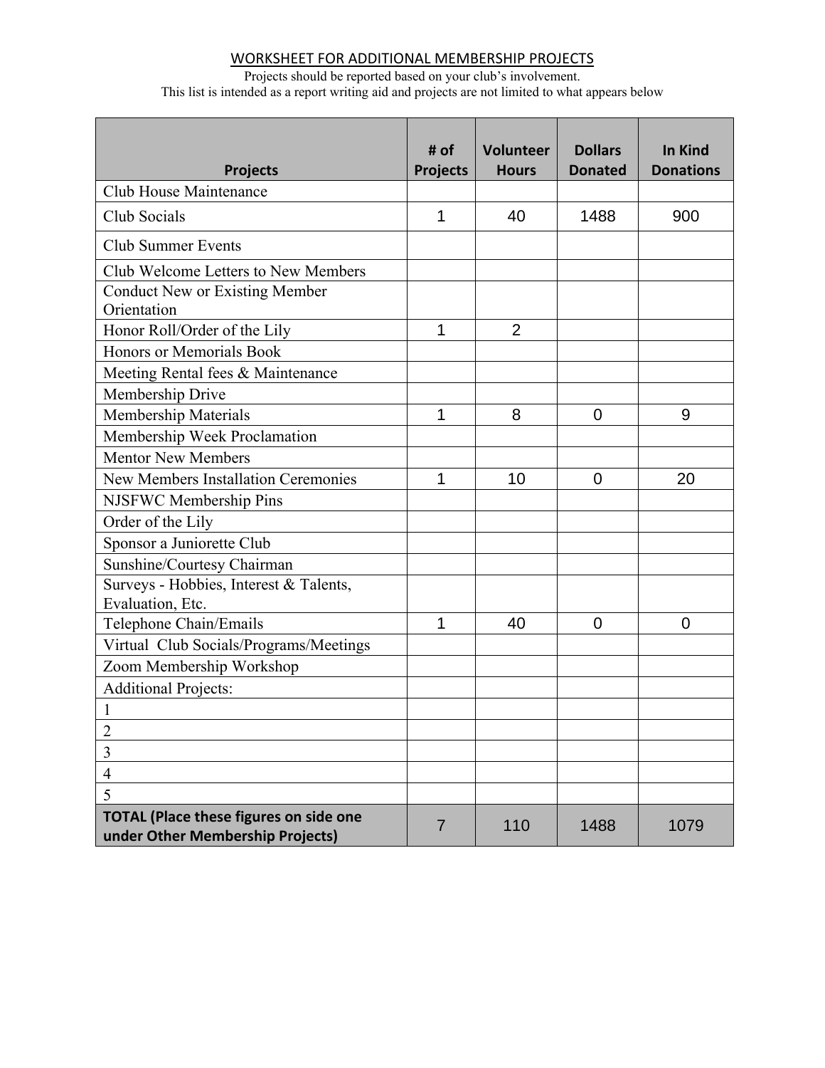WORKSHEET FOR ADDITIONAL MEMBERSHIP PROJECTS

Projects should be reported based on your club's involvement.
This list is intended as a report writing aid and projects are not limited to what appears below

| Projects | # of Projects | Volunteer Hours | Dollars Donated | In Kind Donations |
|---|---|---|---|---|
| Club House Maintenance | | | | |
| Club Socials | 1 | 40 | 1488 | 900 |
| Club Summer Events | | | | |
| Club Welcome Letters to New Members | | | | |
| Conduct New or Existing Member Orientation | | | | |
| Honor Roll/Order of the Lily | 1 | 2 | | |
| Honors or Memorials Book | | | | |
| Meeting Rental fees & Maintenance | | | | |
| Membership Drive | | | | |
| Membership Materials | 1 | 8 | 0 | 9 |
| Membership Week Proclamation | | | | |
| Mentor New Members | | | | |
| New Members Installation Ceremonies | 1 | 10 | 0 | 20 |
| NJSFWC Membership Pins | | | | |
| Order of the Lily | | | | |
| Sponsor a Juniorette Club | | | | |
| Sunshine/Courtesy Chairman | | | | |
| Surveys - Hobbies, Interest & Talents, Evaluation, Etc. | | | | |
| Telephone Chain/Emails | 1 | 40 | 0 | 0 |
| Virtual Club Socials/Programs/Meetings | | | | |
| Zoom Membership Workshop | | | | |
| Additional Projects: | | | | |
| 1 | | | | |
| 2 | | | | |
| 3 | | | | |
| 4 | | | | |
| 5 | | | | |
| **TOTAL (Place these figures on side one under Other Membership Projects)** | 7 | 110 | 1488 | 1079 |